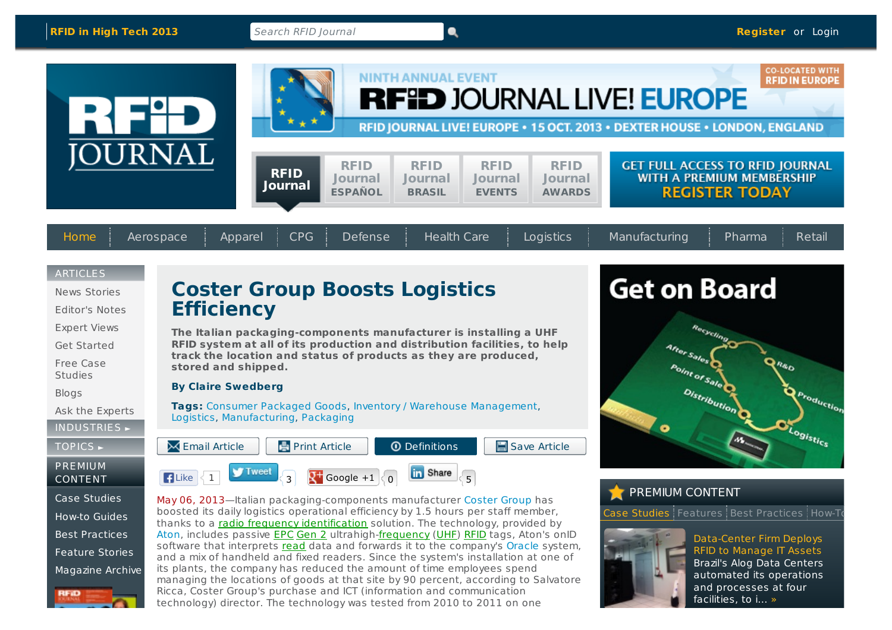RFID in High Tech 2013

Search RFID Journal

Register or Login

NINTH ANNUAL EVENT RFID JOURNAL LIVE! EUROPE — CO-LOCATED WITH RFID IN EUROPE
RFID JOURNAL LIVE! EUROPE • 15 OCT. 2013 • DEXTER HOUSE • LONDON, ENGLAND

RFID Journal | RFID Journal ESPAÑOL | RFID Journal BRASIL | RFID Journal EVENTS | RFID Journal AWARDS

GET FULL ACCESS TO RFID JOURNAL WITH A PREMIUM MEMBERSHIP
REGISTER TODAY

Home | Aerospace | Apparel | CPG | Defense | Health Care | Logistics | Manufacturing | Pharma | Retail

ARTICLES
- News Stories
- Editor's Notes
- Expert Views
- Get Started
- Free Case Studies
- Blogs
- Ask the Experts

INDUSTRIES ▸

TOPICS ▸

PREMIUM CONTENT
- Case Studies
- How-to Guides
- Best Practices
- Feature Stories
- Magazine Archive

# Coster Group Boosts Logistics Efficiency

**The Italian packaging-components manufacturer is installing a UHF RFID system at all of its production and distribution facilities, to help track the location and status of products as they are produced, stored and shipped.**

**By Claire Swedberg**

**Tags:** Consumer Packaged Goods, Inventory / Warehouse Management, Logistics, Manufacturing, Packaging

Email Article | Print Article | Definitions | Save Article

Like 1 | Tweet 3 | Google +1 0 | Share 5

May 06, 2013—Italian packaging-components manufacturer Coster Group has boosted its daily logistics operational efficiency by 1.5 hours per staff member, thanks to a radio frequency identification solution. The technology, provided by Aton, includes passive EPC Gen 2 ultrahigh-frequency (UHF) RFID tags, Aton's onID software that interprets read data and forwards it to the company's Oracle system, and a mix of handheld and fixed readers. Since the system's installation at one of its plants, the company has reduced the amount of time employees spend managing the locations of goods at that site by 90 percent, according to Salvatore Ricca, Coster Group's purchase and ICT (information and communication technology) director. The technology was tested from 2010 to 2011 on one

Get on Board

PREMIUM CONTENT

Case Studies | Features | Best Practices | How-To

**Data-Center Firm Deploys RFID to Manage IT Assets**
Brazil's Alog Data Centers automated its operations and processes at four facilities, to i... »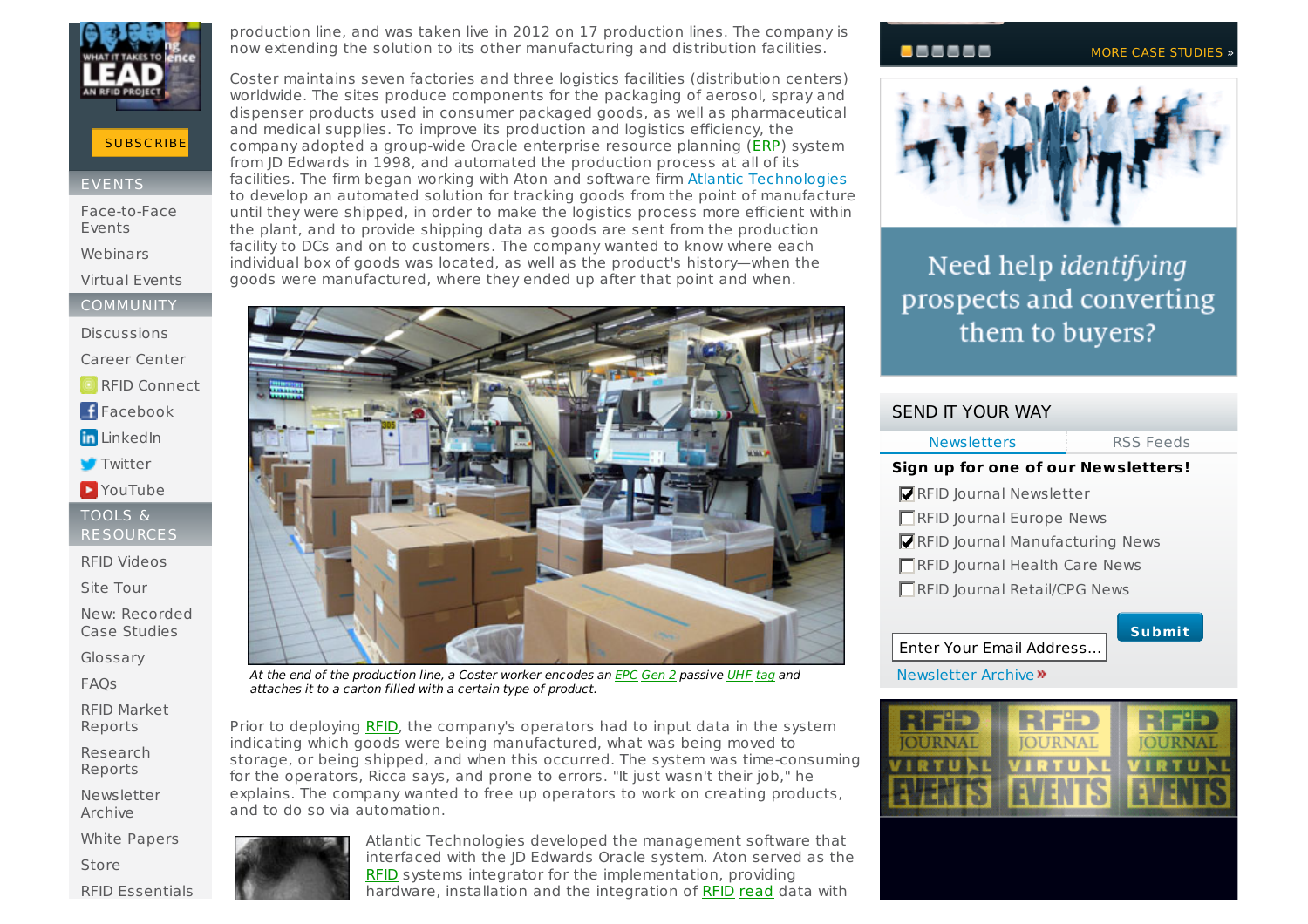production line, and was taken live in 2012 on 17 production lines. The company is now extending the solution to its other manufacturing and distribution facilities.

Coster maintains seven factories and three logistics facilities (distribution centers) worldwide. The sites produce components for the packaging of aerosol, spray and dispenser products used in consumer packaged goods, as well as pharmaceutical and medical supplies. To improve its production and logistics efficiency, the company adopted a group-wide Oracle enterprise resource planning (ERP) system from JD Edwards in 1998, and automated the production process at all of its facilities. The firm began working with Aton and software firm Atlantic Technologies to develop an automated solution for tracking goods from the point of manufacture until they were shipped, in order to make the logistics process more efficient within the plant, and to provide shipping data as goods are sent from the production facility to DCs and on to customers. The company wanted to know where each individual box of goods was located, as well as the product's history—when the goods were manufactured, where they ended up after that point and when.

*At the end of the production line, a Coster worker encodes an EPC Gen 2 passive UHF tag and attaches it to a carton filled with a certain type of product.*

Prior to deploying RFID, the company's operators had to input data in the system indicating which goods were being manufactured, what was being moved to storage, or being shipped, and when this occurred. The system was time-consuming for the operators, Ricca says, and prone to errors. "It just wasn't their job," he explains. The company wanted to free up operators to work on creating products, and to do so via automation.

Atlantic Technologies developed the management software that interfaced with the JD Edwards Oracle system. Aton served as the RFID systems integrator for the implementation, providing hardware, installation and the integration of RFID read data with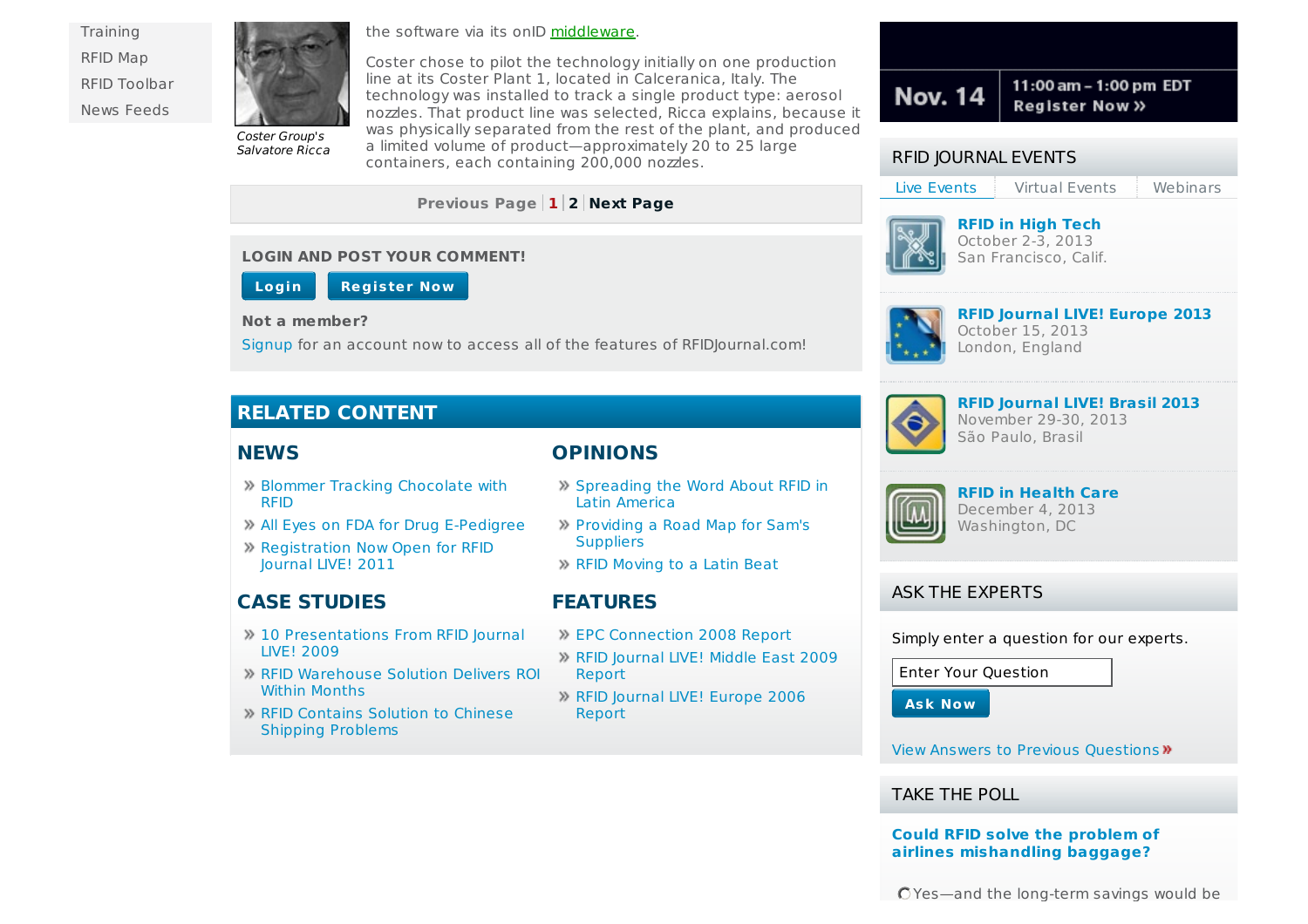- Training
- RFID Map
- RFID Toolbar
- News Feeds

*Coster Group's Salvatore Ricca*

the software via its onID middleware.

Coster chose to pilot the technology initially on one production line at its Coster Plant 1, located in Calceranica, Italy. The technology was installed to track a single product type: aerosol nozzles. That product line was selected, Ricca explains, because it was physically separated from the rest of the plant, and produced a limited volume of product—approximately 20 to 25 large containers, each containing 200,000 nozzles.

Previous Page | 1 | 2 | **Next Page**

**LOGIN AND POST YOUR COMMENT!**

Login | Register Now

**Not a member?**

Signup for an account now to access all of the features of RFIDJournal.com!

## RELATED CONTENT

### NEWS

- Blommer Tracking Chocolate with RFID
- All Eyes on FDA for Drug E-Pedigree
- Registration Now Open for RFID Journal LIVE! 2011

### OPINIONS

- Spreading the Word About RFID in Latin America
- Providing a Road Map for Sam's Suppliers
- RFID Moving to a Latin Beat

### CASE STUDIES

- 10 Presentations From RFID Journal LIVE! 2009
- RFID Warehouse Solution Delivers ROI Within Months
- RFID Contains Solution to Chinese Shipping Problems

### FEATURES

- EPC Connection 2008 Report
- RFID Journal LIVE! Middle East 2009 Report
- RFID Journal LIVE! Europe 2006 Report

Nov. 14 | 11:00 am – 1:00 pm EDT | Register Now »

## RFID JOURNAL EVENTS

Live Events | Virtual Events | Webinars

**RFID in High Tech**
October 2-3, 2013
San Francisco, Calif.

**RFID Journal LIVE! Europe 2013**
October 15, 2013
London, England

**RFID Journal LIVE! Brasil 2013**
November 29-30, 2013
São Paulo, Brasil

**RFID in Health Care**
December 4, 2013
Washington, DC

## ASK THE EXPERTS

Simply enter a question for our experts.

Enter Your Question

Ask Now

View Answers to Previous Questions »

## TAKE THE POLL

**Could RFID solve the problem of airlines mishandling baggage?**

Yes—and the long-term savings would be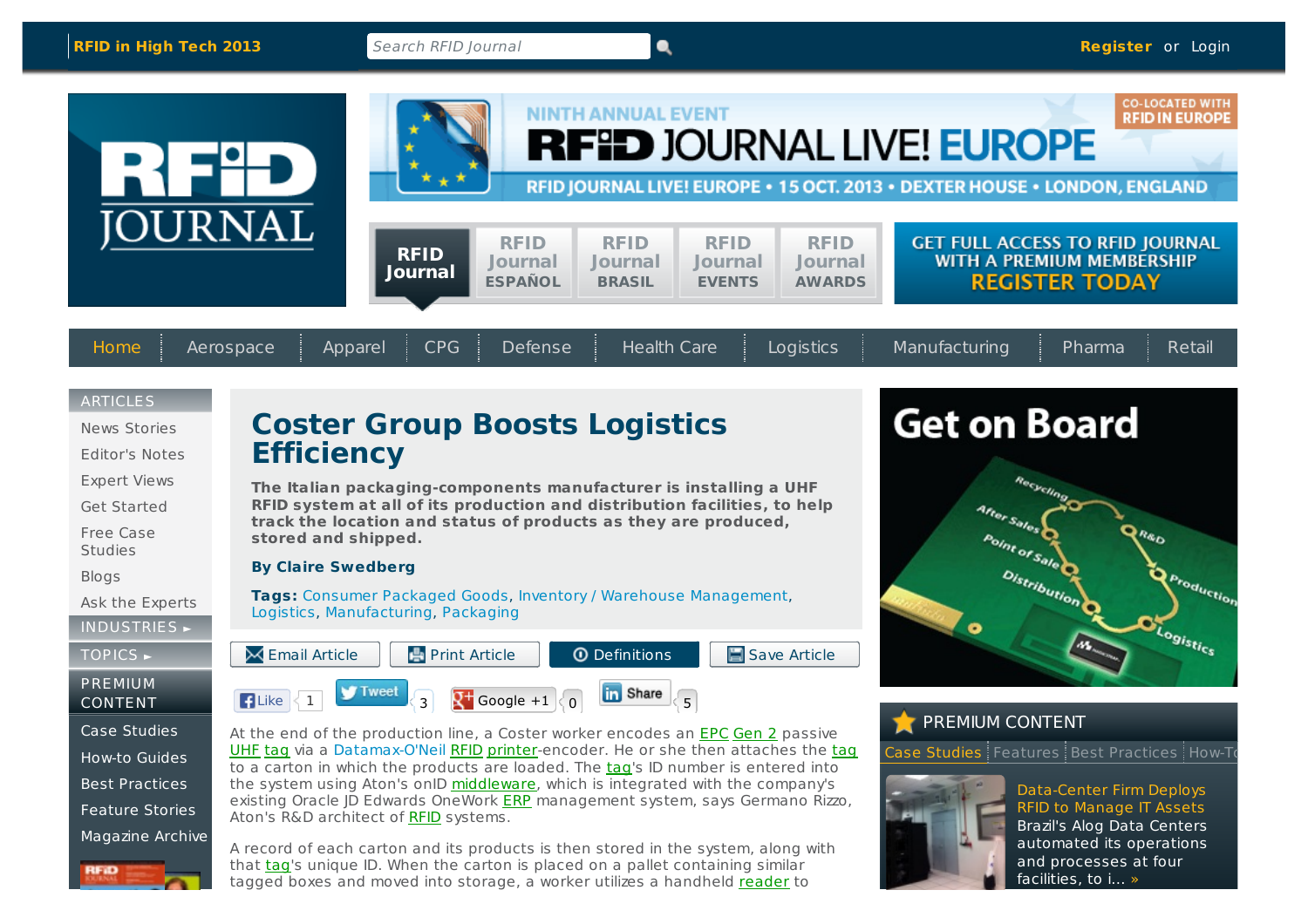RFID in High Tech 2013

Register or Login

RFID JOURNAL LIVE! EUROPE • 15 OCT. 2013 • DEXTER HOUSE • LONDON, ENGLAND

Home | Aerospace | Apparel | CPG | Defense | Health Care | Logistics | Manufacturing | Pharma | Retail

# Coster Group Boosts Logistics Efficiency

**The Italian packaging-components manufacturer is installing a UHF RFID system at all of its production and distribution facilities, to help track the location and status of products as they are produced, stored and shipped.**

**By Claire Swedberg**

**Tags:** Consumer Packaged Goods, Inventory / Warehouse Management, Logistics, Manufacturing, Packaging

At the end of the production line, a Coster worker encodes an EPC Gen 2 passive UHF tag via a Datamax-O'Neil RFID printer-encoder. He or she then attaches the tag to a carton in which the products are loaded. The tag's ID number is entered into the system using Aton's onID software, which is integrated with the company's existing Oracle JD Edwards OneWork ERP management system, says Germano Rizzo, Aton's R&D architect of RFID systems.

A record of each carton and its products is then stored in the system, along with that tag's unique ID. When the carton is placed on a pallet containing similar tagged boxes and moved into storage, a worker utilizes a handheld reader to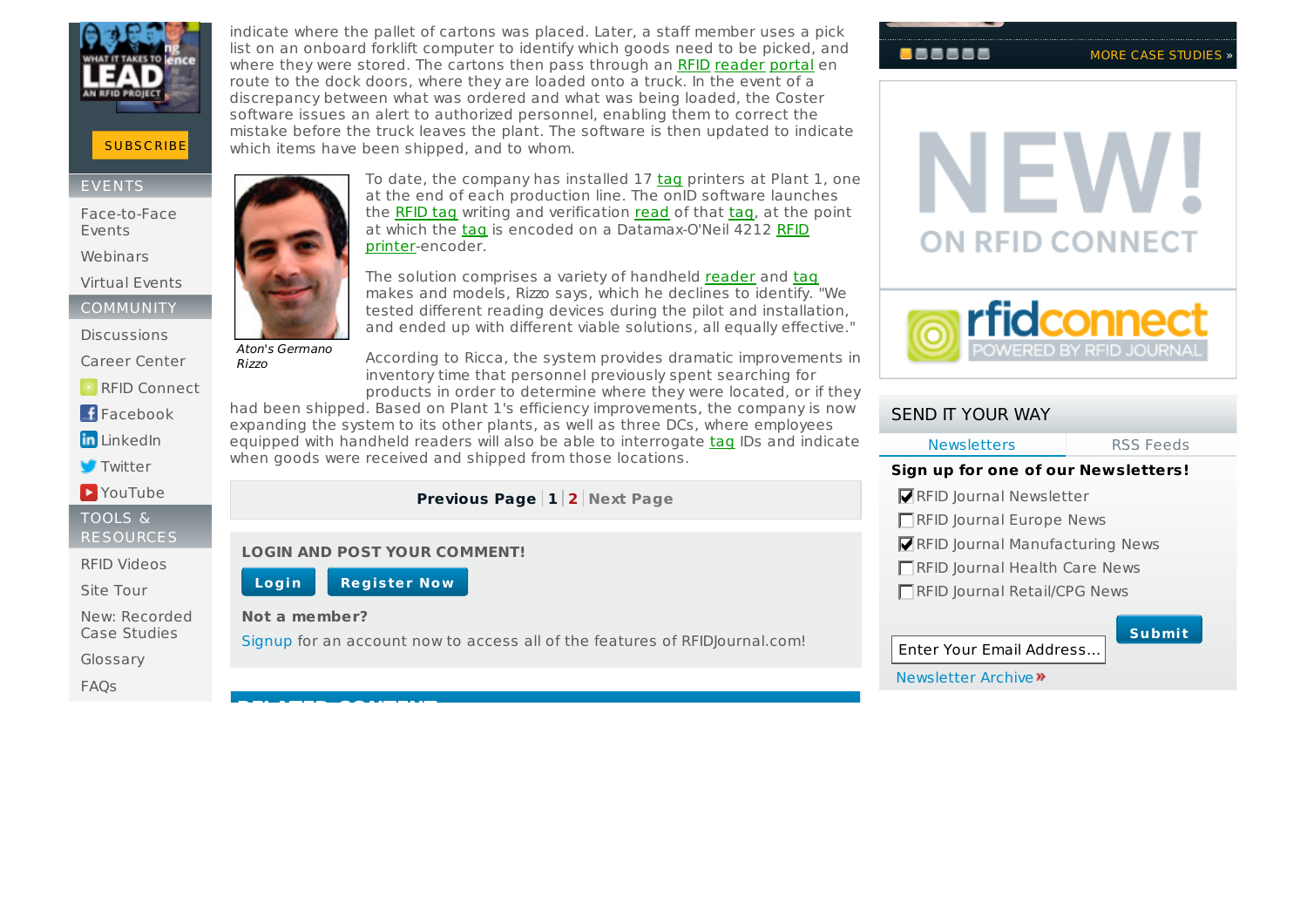indicate where the pallet of cartons was placed. Later, a staff member uses a pick list on an onboard forklift computer to identify which goods need to be picked, and where they were stored. The cartons then pass through an RFID reader portal en route to the dock doors, where they are loaded onto a truck. In the event of a discrepancy between what was ordered and what was being loaded, the Coster software issues an alert to authorized personnel, enabling them to correct the mistake before the truck leaves the plant. The software is then updated to indicate which items have been shipped, and to whom.

*Aton's Germano Rizzo*

To date, the company has installed 17 tag printers at Plant 1, one at the end of each production line. The onID software launches the RFID tag writing and verification read of that tag, at the point at which the tag is encoded on a Datamax-O'Neil 4212 RFID printer-encoder.

The solution comprises a variety of handheld reader and tag makes and models, Rizzo says, which he declines to identify. "We tested different reading devices during the pilot and installation, and ended up with different viable solutions, all equally effective."

According to Ricca, the system provides dramatic improvements in inventory time that personnel previously spent searching for products in order to determine where they were located, or if they had been shipped. Based on Plant 1's efficiency improvements, the company is now expanding the system to its other plants, as well as three DCs, where employees equipped with handheld readers will also be able to interrogate tag IDs and indicate when goods were received and shipped from those locations.

**Previous Page** | **1** | **2** | **Next Page**

**LOGIN AND POST YOUR COMMENT!**

Login   Register Now

**Not a member?**

Signup for an account now to access all of the features of RFIDJournal.com!